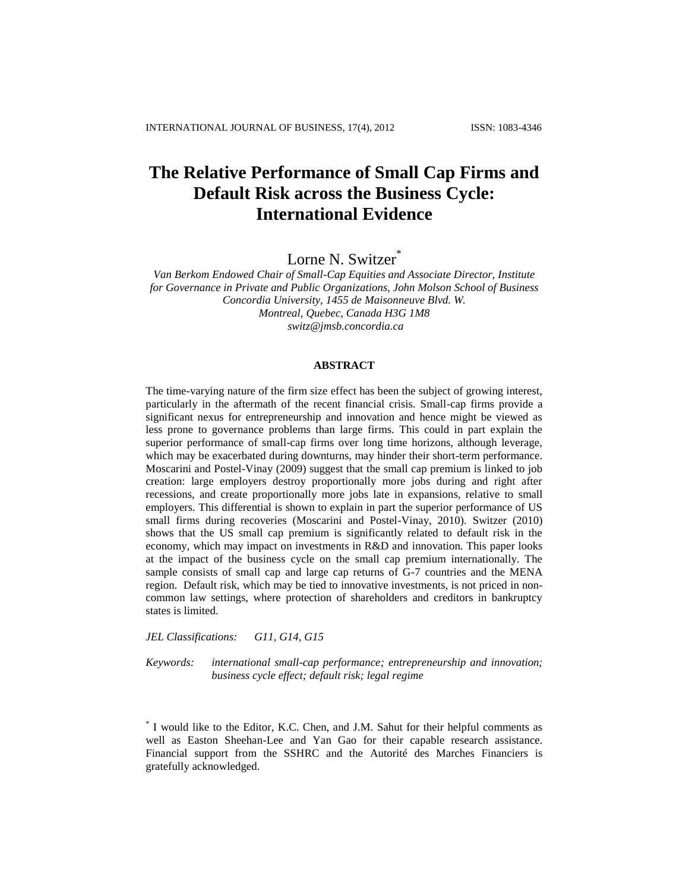# The Relative Performance of Small Cap Firms and Default Risk across the Business Cycle: International Evidence

Lorne N. Switzer[*]

*Van Berkom Endowed Chair of Small-Cap Equities and Associate Director, Institute for Governance in Private and Public Organizations, John Molson School of Business Concordia University, 1455 de Maisonneuve Blvd. W. Montreal, Quebec, Canada H3G 1M8*
*switz@jmsb.concordia.ca*

## ABSTRACT

The time-varying nature of the firm size effect has been the subject of growing interest, particularly in the aftermath of the recent financial crisis. Small-cap firms provide a significant nexus for entrepreneurship and innovation and hence might be viewed as less prone to governance problems than large firms. This could in part explain the superior performance of small-cap firms over long time horizons, although leverage, which may be exacerbated during downturns, may hinder their short-term performance. Moscarini and Postel-Vinay (2009) suggest that the small cap premium is linked to job creation: large employers destroy proportionally more jobs during and right after recessions, and create proportionally more jobs late in expansions, relative to small employers. This differential is shown to explain in part the superior performance of US small firms during recoveries (Moscarini and Postel-Vinay, 2010). Switzer (2010) shows that the US small cap premium is significantly related to default risk in the economy, which may impact on investments in R&D and innovation. This paper looks at the impact of the business cycle on the small cap premium internationally. The sample consists of small cap and large cap returns of G-7 countries and the MENA region. Default risk, which may be tied to innovative investments, is not priced in non-common law settings, where protection of shareholders and creditors in bankruptcy states is limited.

*JEL Classifications:* *G11, G14, G15*

*Keywords:* *international small-cap performance; entrepreneurship and innovation; business cycle effect; default risk; legal regime*

[*] I would like to the Editor, K.C. Chen, and J.M. Sahut for their helpful comments as well as Easton Sheehan-Lee and Yan Gao for their capable research assistance. Financial support from the SSHRC and the Autorité des Marches Financiers is gratefully acknowledged.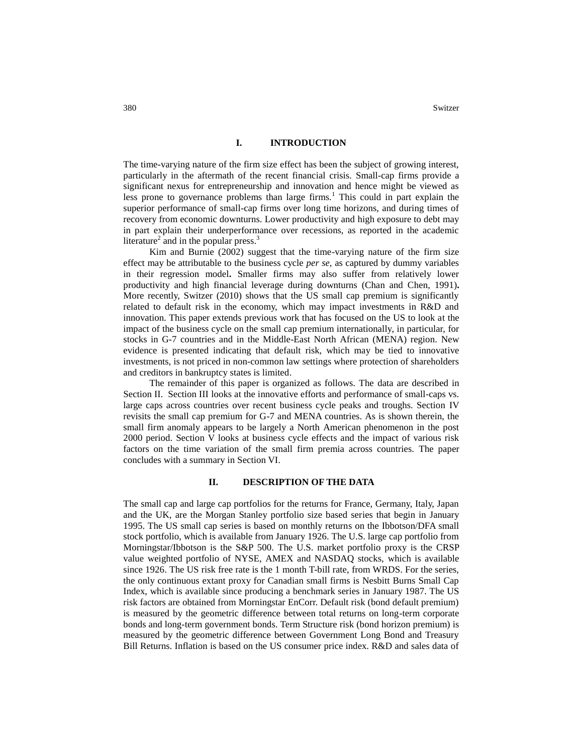## I. INTRODUCTION

The time-varying nature of the firm size effect has been the subject of growing interest, particularly in the aftermath of the recent financial crisis. Small-cap firms provide a significant nexus for entrepreneurship and innovation and hence might be viewed as less prone to governance problems than large firms.[1] This could in part explain the superior performance of small-cap firms over long time horizons, and during times of recovery from economic downturns. Lower productivity and high exposure to debt may in part explain their underperformance over recessions, as reported in the academic literature[2] and in the popular press.[3]

Kim and Burnie (2002) suggest that the time-varying nature of the firm size effect may be attributable to the business cycle *per se*, as captured by dummy variables in their regression model**.** Smaller firms may also suffer from relatively lower productivity and high financial leverage during downturns (Chan and Chen, 1991)**.** More recently, Switzer (2010) shows that the US small cap premium is significantly related to default risk in the economy, which may impact investments in R&D and innovation. This paper extends previous work that has focused on the US to look at the impact of the business cycle on the small cap premium internationally, in particular, for stocks in G-7 countries and in the Middle-East North African (MENA) region. New evidence is presented indicating that default risk, which may be tied to innovative investments, is not priced in non-common law settings where protection of shareholders and creditors in bankruptcy states is limited.

The remainder of this paper is organized as follows. The data are described in Section II. Section III looks at the innovative efforts and performance of small-caps vs. large caps across countries over recent business cycle peaks and troughs. Section IV revisits the small cap premium for G-7 and MENA countries. As is shown therein, the small firm anomaly appears to be largely a North American phenomenon in the post 2000 period. Section V looks at business cycle effects and the impact of various risk factors on the time variation of the small firm premia across countries. The paper concludes with a summary in Section VI.

## II. DESCRIPTION OF THE DATA

The small cap and large cap portfolios for the returns for France, Germany, Italy, Japan and the UK, are the Morgan Stanley portfolio size based series that begin in January 1995. The US small cap series is based on monthly returns on the Ibbotson/DFA small stock portfolio, which is available from January 1926. The U.S. large cap portfolio from Morningstar/Ibbotson is the S&P 500. The U.S. market portfolio proxy is the CRSP value weighted portfolio of NYSE, AMEX and NASDAQ stocks, which is available since 1926. The US risk free rate is the 1 month T-bill rate, from WRDS. For the series, the only continuous extant proxy for Canadian small firms is Nesbitt Burns Small Cap Index, which is available since producing a benchmark series in January 1987. The US risk factors are obtained from Morningstar EnCorr. Default risk (bond default premium) is measured by the geometric difference between total returns on long-term corporate bonds and long-term government bonds. Term Structure risk (bond horizon premium) is measured by the geometric difference between Government Long Bond and Treasury Bill Returns. Inflation is based on the US consumer price index. R&D and sales data of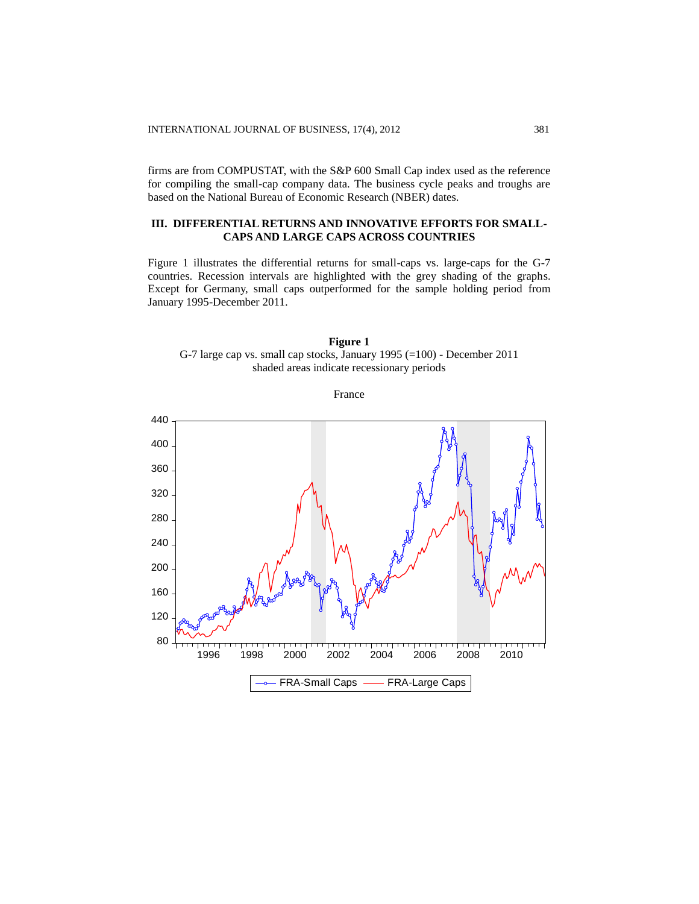firms are from COMPUSTAT, with the S&P 600 Small Cap index used as the reference for compiling the small-cap company data. The business cycle peaks and troughs are based on the National Bureau of Economic Research (NBER) dates.

## III. DIFFERENTIAL RETURNS AND INNOVATIVE EFFORTS FOR SMALL-CAPS AND LARGE CAPS ACROSS COUNTRIES

Figure 1 illustrates the differential returns for small-caps vs. large-caps for the G-7 countries. Recession intervals are highlighted with the grey shading of the graphs. Except for Germany, small caps outperformed for the sample holding period from January 1995-December 2011.

**Figure 1**
G-7 large cap vs. small cap stocks, January 1995 (=100) - December 2011
shaded areas indicate recessionary periods

France

FRA-Small Caps — FRA-Large Caps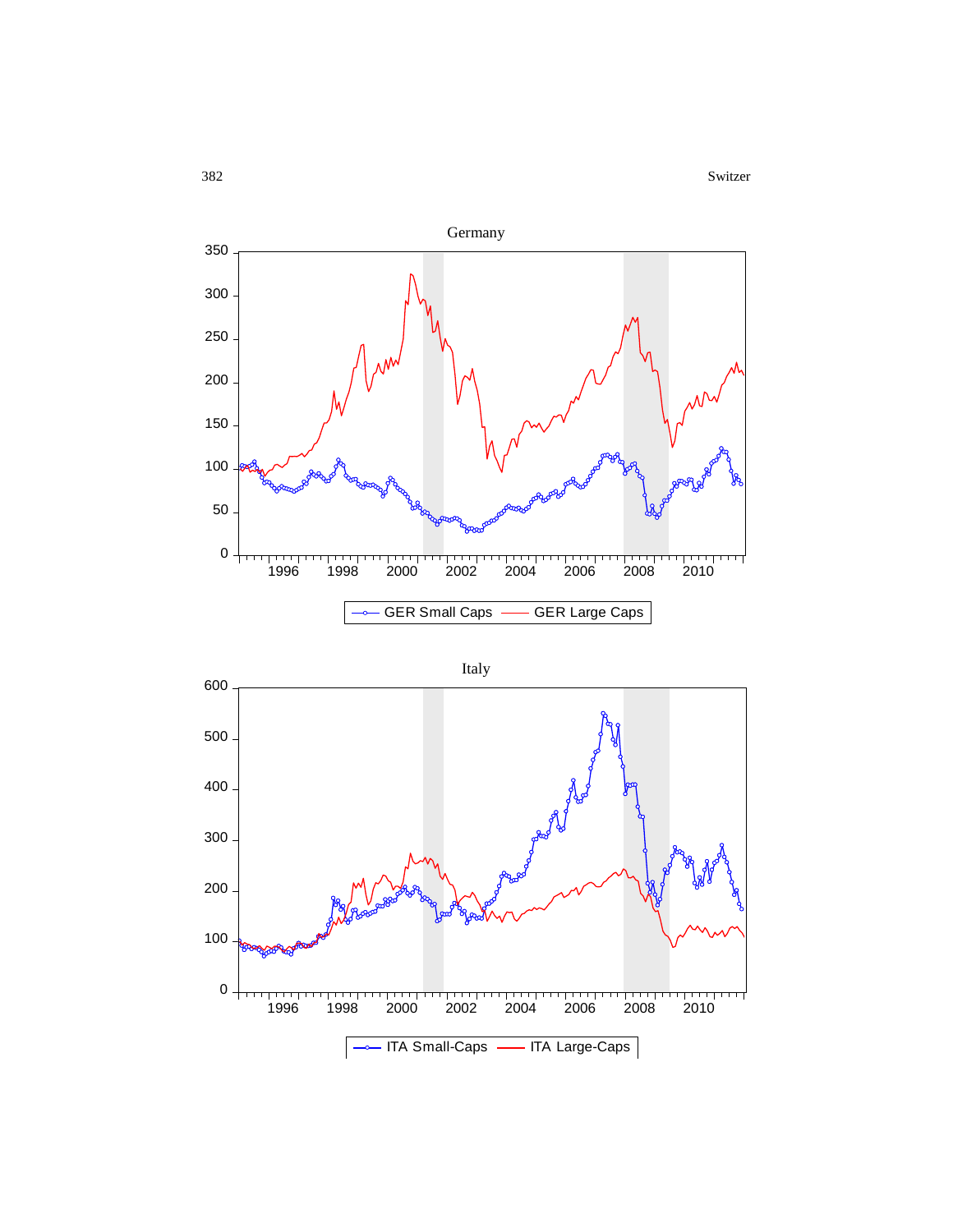Germany

GER Small Caps — GER Large Caps

Italy

ITA Small-Caps — ITA Large-Caps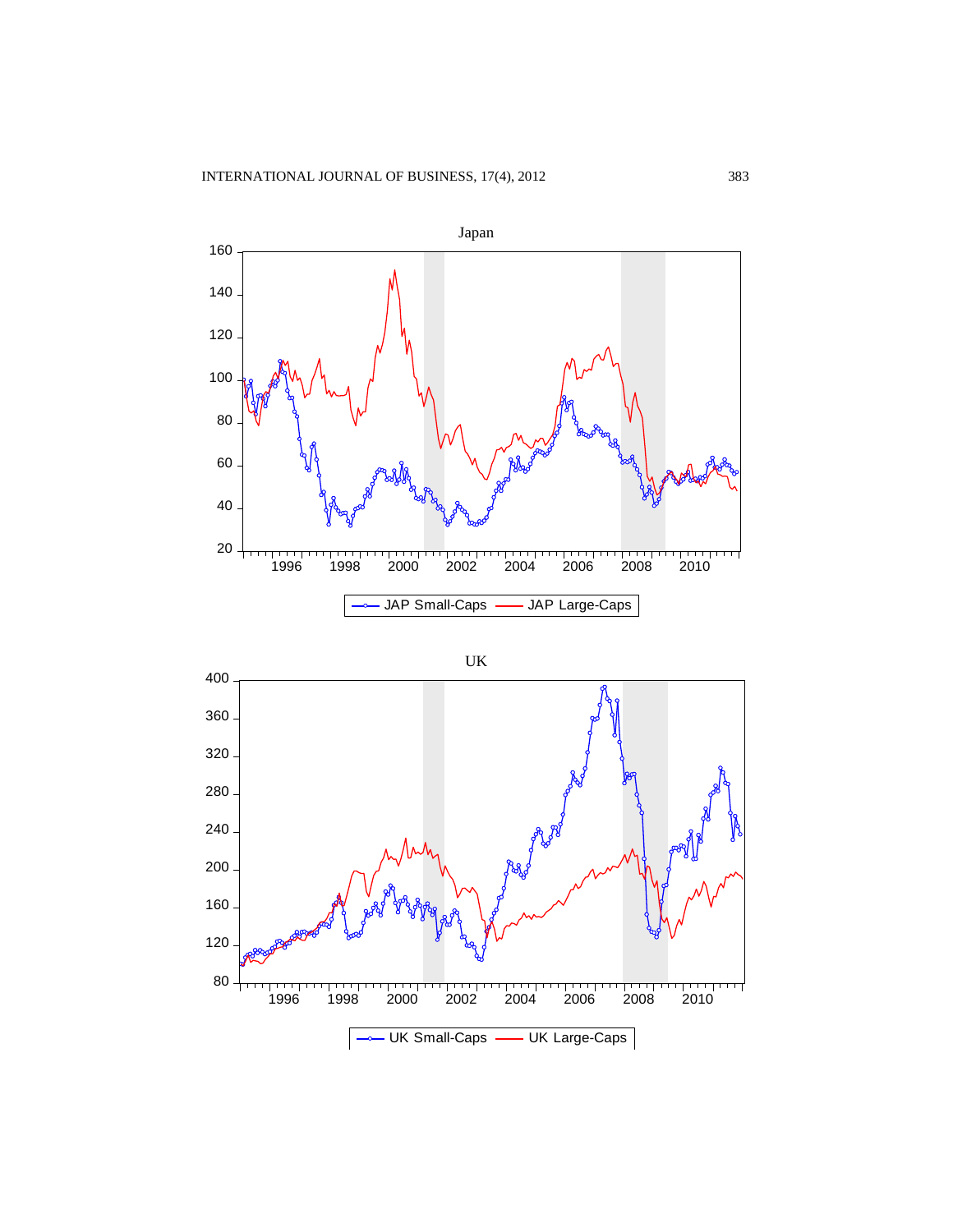Japan

JAP Small-Caps | JAP Large-Caps

UK

UK Small-Caps | UK Large-Caps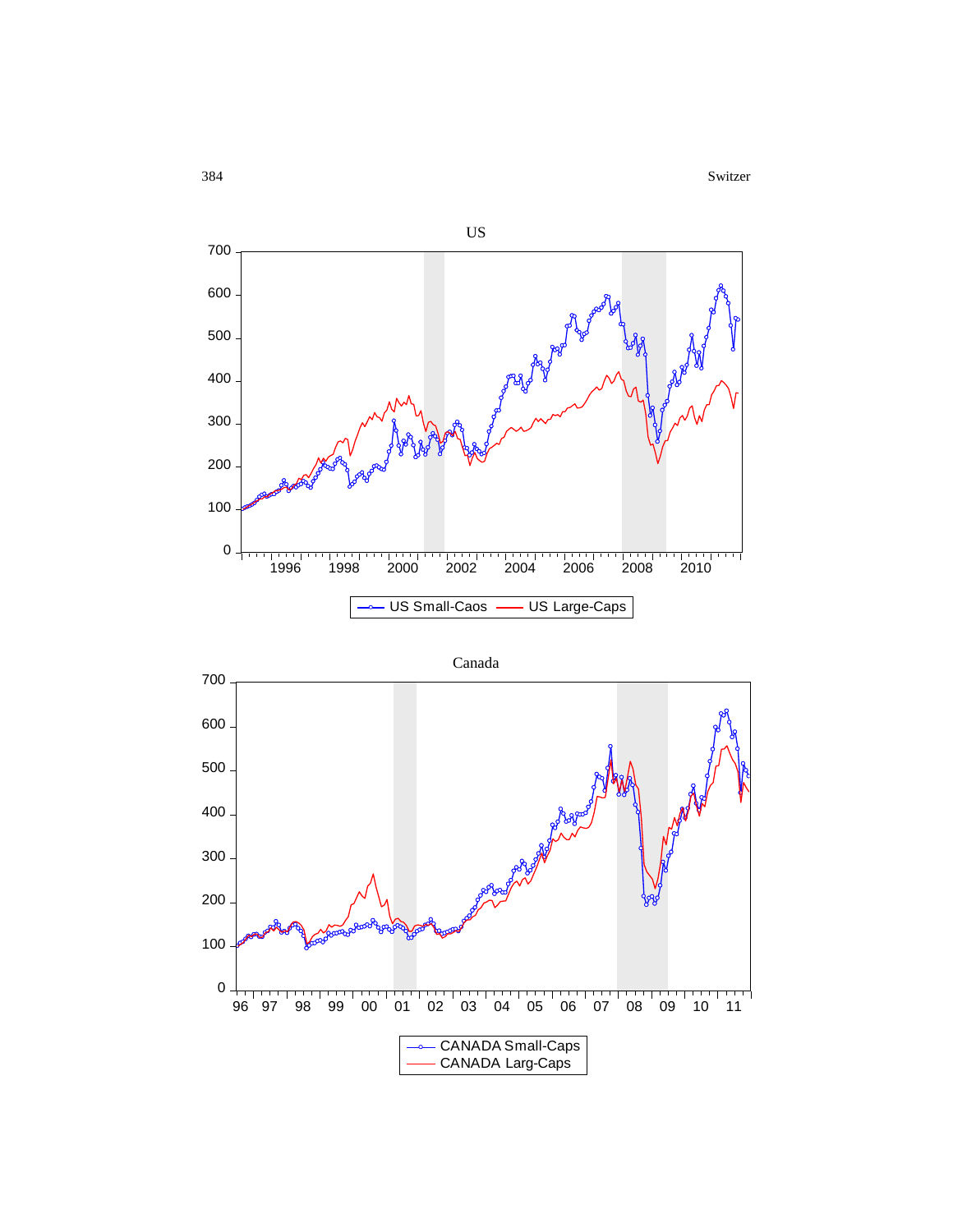US

US Small-Caos — US Large-Caps

Canada

CANADA Small-Caps — CANADA Larg-Caps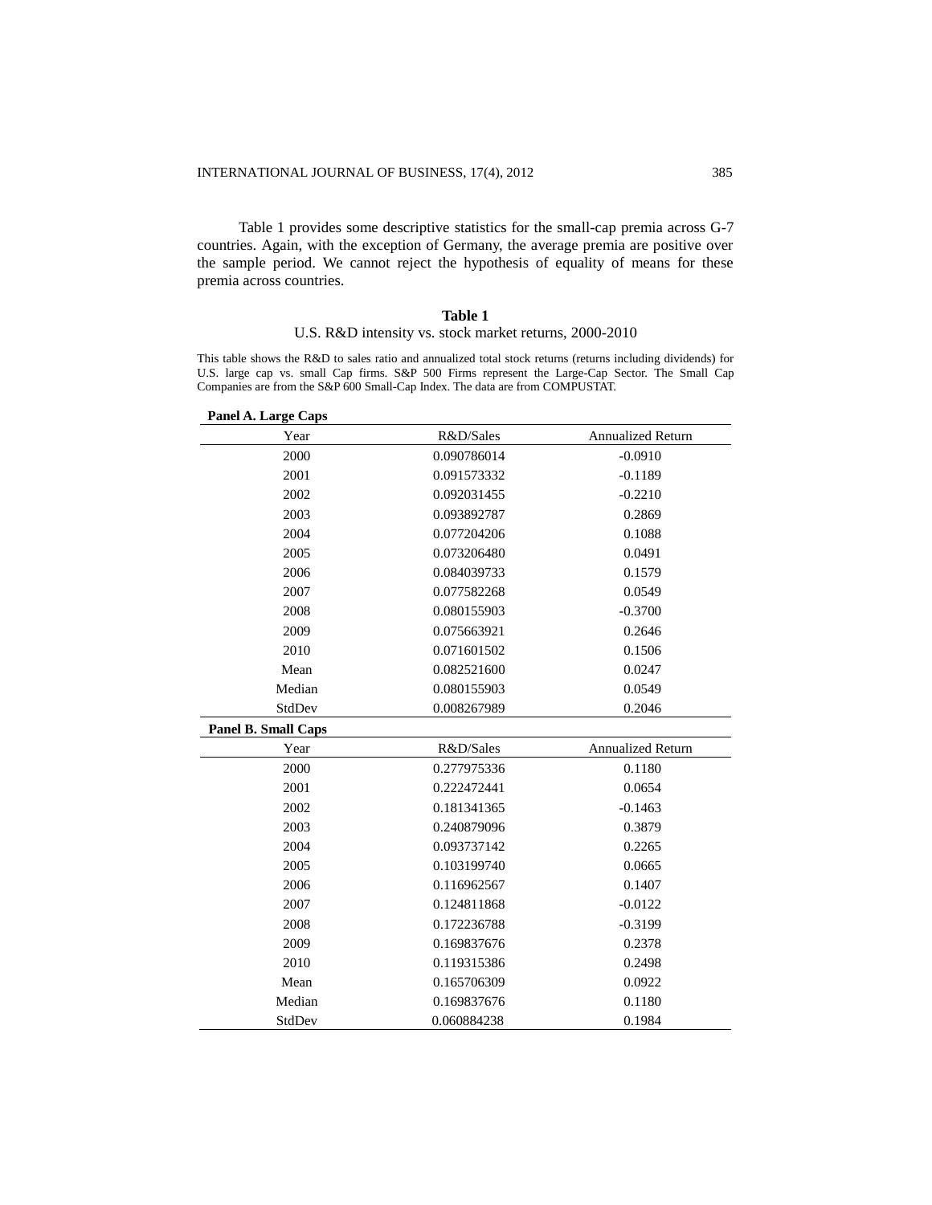Table 1 provides some descriptive statistics for the small-cap premia across G-7 countries. Again, with the exception of Germany, the average premia are positive over the sample period. We cannot reject the hypothesis of equality of means for these premia across countries.

**Table 1**

U.S. R&D intensity vs. stock market returns, 2000-2010

This table shows the R&D to sales ratio and annualized total stock returns (returns including dividends) for U.S. large cap vs. small Cap firms. S&P 500 Firms represent the Large-Cap Sector. The Small Cap Companies are from the S&P 600 Small-Cap Index. The data are from COMPUSTAT.

**Panel A. Large Caps**

| Year | R&D/Sales | Annualized Return |
|---|---|---|
| 2000 | 0.090786014 | -0.0910 |
| 2001 | 0.091573332 | -0.1189 |
| 2002 | 0.092031455 | -0.2210 |
| 2003 | 0.093892787 | 0.2869 |
| 2004 | 0.077204206 | 0.1088 |
| 2005 | 0.073206480 | 0.0491 |
| 2006 | 0.084039733 | 0.1579 |
| 2007 | 0.077582268 | 0.0549 |
| 2008 | 0.080155903 | -0.3700 |
| 2009 | 0.075663921 | 0.2646 |
| 2010 | 0.071601502 | 0.1506 |
| Mean | 0.082521600 | 0.0247 |
| Median | 0.080155903 | 0.0549 |
| StdDev | 0.008267989 | 0.2046 |

**Panel B. Small Caps**

| Year | R&D/Sales | Annualized Return |
|---|---|---|
| 2000 | 0.277975336 | 0.1180 |
| 2001 | 0.222472441 | 0.0654 |
| 2002 | 0.181341365 | -0.1463 |
| 2003 | 0.240879096 | 0.3879 |
| 2004 | 0.093737142 | 0.2265 |
| 2005 | 0.103199740 | 0.0665 |
| 2006 | 0.116962567 | 0.1407 |
| 2007 | 0.124811868 | -0.0122 |
| 2008 | 0.172236788 | -0.3199 |
| 2009 | 0.169837676 | 0.2378 |
| 2010 | 0.119315386 | 0.2498 |
| Mean | 0.165706309 | 0.0922 |
| Median | 0.169837676 | 0.1180 |
| StdDev | 0.060884238 | 0.1984 |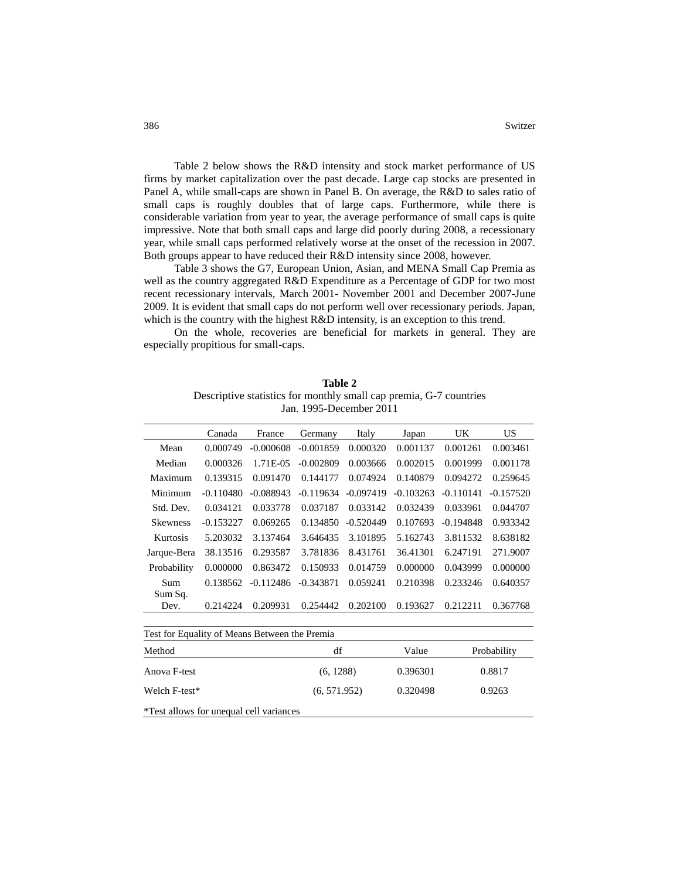Table 2 below shows the R&D intensity and stock market performance of US firms by market capitalization over the past decade. Large cap stocks are presented in Panel A, while small-caps are shown in Panel B. On average, the R&D to sales ratio of small caps is roughly doubles that of large caps. Furthermore, while there is considerable variation from year to year, the average performance of small caps is quite impressive. Note that both small caps and large did poorly during 2008, a recessionary year, while small caps performed relatively worse at the onset of the recession in 2007. Both groups appear to have reduced their R&D intensity since 2008, however.

Table 3 shows the G7, European Union, Asian, and MENA Small Cap Premia as well as the country aggregated R&D Expenditure as a Percentage of GDP for two most recent recessionary intervals, March 2001- November 2001 and December 2007-June 2009. It is evident that small caps do not perform well over recessionary periods. Japan, which is the country with the highest R&D intensity, is an exception to this trend.

On the whole, recoveries are beneficial for markets in general. They are especially propitious for small-caps.

**Table 2**
Descriptive statistics for monthly small cap premia, G-7 countries
Jan. 1995-December 2011

| | Canada | France | Germany | Italy | Japan | UK | US |
|---|---|---|---|---|---|---|---|
| Mean | 0.000749 | -0.000608 | -0.001859 | 0.000320 | 0.001137 | 0.001261 | 0.003461 |
| Median | 0.000326 | 1.71E-05 | -0.002809 | 0.003666 | 0.002015 | 0.001999 | 0.001178 |
| Maximum | 0.139315 | 0.091470 | 0.144177 | 0.074924 | 0.140879 | 0.094272 | 0.259645 |
| Minimum | -0.110480 | -0.088943 | -0.119634 | -0.097419 | -0.103263 | -0.110141 | -0.157520 |
| Std. Dev. | 0.034121 | 0.033778 | 0.037187 | 0.033142 | 0.032439 | 0.033961 | 0.044707 |
| Skewness | -0.153227 | 0.069265 | 0.134850 | -0.520449 | 0.107693 | -0.194848 | 0.933342 |
| Kurtosis | 5.203032 | 3.137464 | 3.646435 | 3.101895 | 5.162743 | 3.811532 | 8.638182 |
| Jarque-Bera | 38.13516 | 0.293587 | 3.781836 | 8.431761 | 36.41301 | 6.247191 | 271.9007 |
| Probability | 0.000000 | 0.863472 | 0.150933 | 0.014759 | 0.000000 | 0.043999 | 0.000000 |
| Sum | 0.138562 | -0.112486 | -0.343871 | 0.059241 | 0.210398 | 0.233246 | 0.640357 |
| Sum Sq. Dev. | 0.214224 | 0.209931 | 0.254442 | 0.202100 | 0.193627 | 0.212211 | 0.367768 |

Test for Equality of Means Between the Premia

| Method | df | Value | Probability |
|---|---|---|---|
| Anova F-test | (6, 1288) | 0.396301 | 0.8817 |
| Welch F-test* | (6, 571.952) | 0.320498 | 0.9263 |

*Test allows for unequal cell variances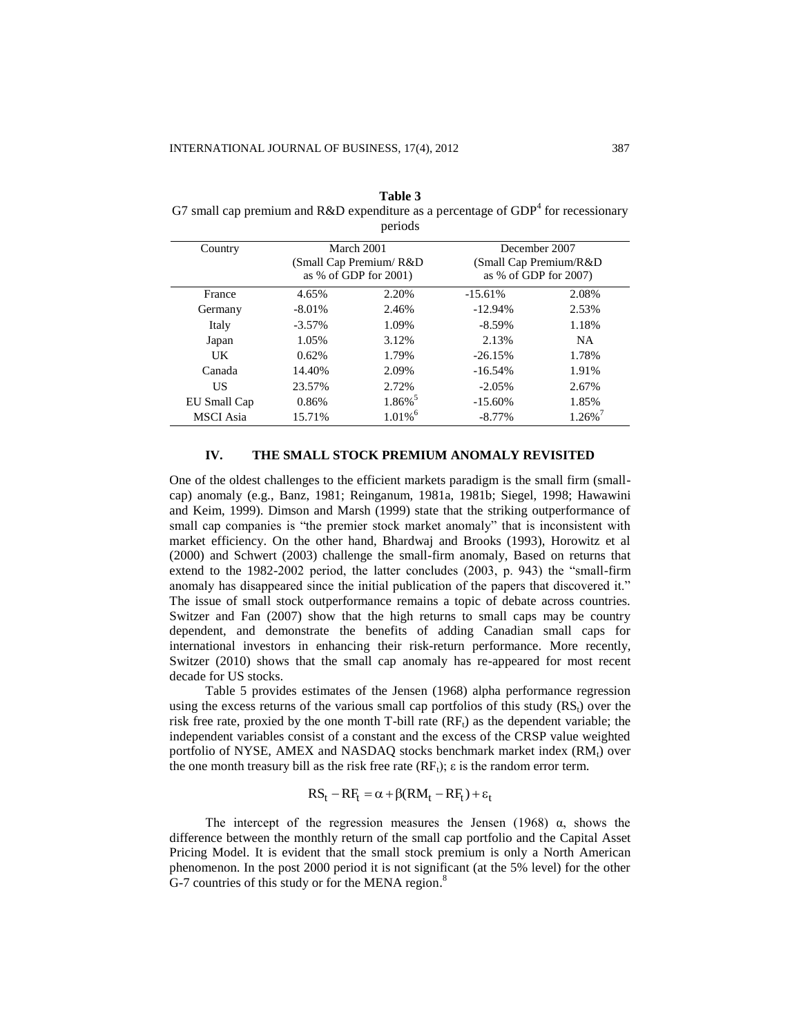**Table 3**
G7 small cap premium and R&D expenditure as a percentage of GDP[4] for recessionary periods

| Country | March 2001 (Small Cap Premium/ R&D as % of GDP for 2001) | | December 2007 (Small Cap Premium/R&D as % of GDP for 2007) | |
|---|---|---|---|---|
| France | 4.65% | 2.20% | -15.61% | 2.08% |
| Germany | -8.01% | 2.46% | -12.94% | 2.53% |
| Italy | -3.57% | 1.09% | -8.59% | 1.18% |
| Japan | 1.05% | 3.12% | 2.13% | NA |
| UK | 0.62% | 1.79% | -26.15% | 1.78% |
| Canada | 14.40% | 2.09% | -16.54% | 1.91% |
| US | 23.57% | 2.72% | -2.05% | 2.67% |
| EU Small Cap | 0.86% | 1.86%[5] | -15.60% | 1.85% |
| MSCI Asia | 15.71% | 1.01%[6] | -8.77% | 1.26%[7] |

## IV. THE SMALL STOCK PREMIUM ANOMALY REVISITED

One of the oldest challenges to the efficient markets paradigm is the small firm (small-cap) anomaly (e.g., Banz, 1981; Reinganum, 1981a, 1981b; Siegel, 1998; Hawawini and Keim, 1999). Dimson and Marsh (1999) state that the striking outperformance of small cap companies is "the premier stock market anomaly" that is inconsistent with market efficiency. On the other hand, Bhardwaj and Brooks (1993), Horowitz et al (2000) and Schwert (2003) challenge the small-firm anomaly, Based on returns that extend to the 1982-2002 period, the latter concludes (2003, p. 943) the "small-firm anomaly has disappeared since the initial publication of the papers that discovered it." The issue of small stock outperformance remains a topic of debate across countries. Switzer and Fan (2007) show that the high returns to small caps may be country dependent, and demonstrate the benefits of adding Canadian small caps for international investors in enhancing their risk-return performance. More recently, Switzer (2010) shows that the small cap anomaly has re-appeared for most recent decade for US stocks.

Table 5 provides estimates of the Jensen (1968) alpha performance regression using the excess returns of the various small cap portfolios of this study ($RS_t$) over the risk free rate, proxied by the one month T-bill rate ($RF_t$) as the dependent variable; the independent variables consist of a constant and the excess of the CRSP value weighted portfolio of NYSE, AMEX and NASDAQ stocks benchmark market index ($RM_t$) over the one month treasury bill as the risk free rate ($RF_t$); $\varepsilon$ is the random error term.

$$RS_t - RF_t = \alpha + \beta(RM_t - RF_t) + \varepsilon_t$$

The intercept of the regression measures the Jensen (1968) $\alpha$, shows the difference between the monthly return of the small cap portfolio and the Capital Asset Pricing Model. It is evident that the small stock premium is only a North American phenomenon. In the post 2000 period it is not significant (at the 5% level) for the other G-7 countries of this study or for the MENA region.[8]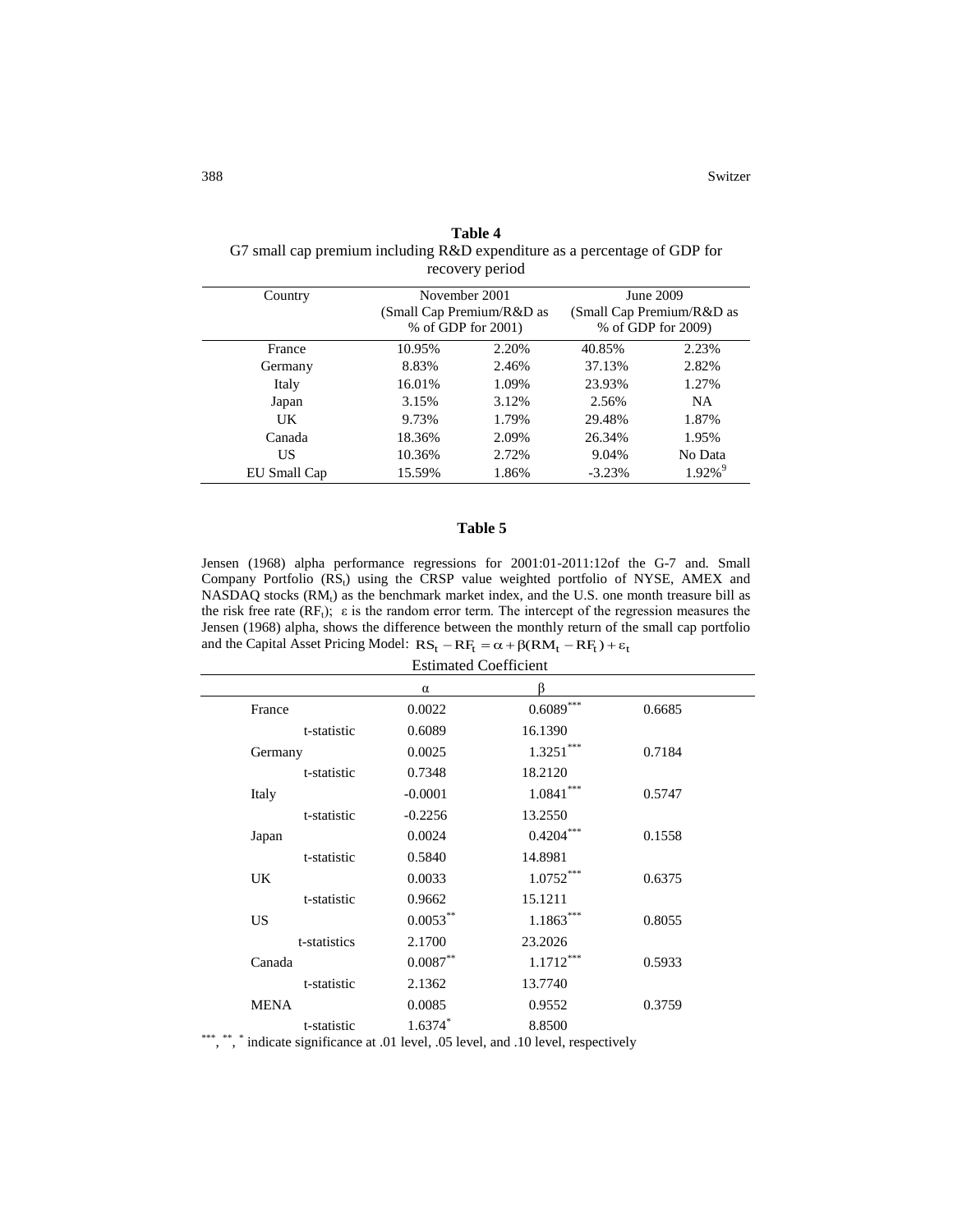**Table 4**
G7 small cap premium including R&D expenditure as a percentage of GDP for recovery period

| Country | November 2001 (Small Cap Premium/R&D as % of GDP for 2001) | | June 2009 (Small Cap Premium/R&D as % of GDP for 2009) | |
|---|---|---|---|---|
| France | 10.95% | 2.20% | 40.85% | 2.23% |
| Germany | 8.83% | 2.46% | 37.13% | 2.82% |
| Italy | 16.01% | 1.09% | 23.93% | 1.27% |
| Japan | 3.15% | 3.12% | 2.56% | NA |
| UK | 9.73% | 1.79% | 29.48% | 1.87% |
| Canada | 18.36% | 2.09% | 26.34% | 1.95% |
| US | 10.36% | 2.72% | 9.04% | No Data |
| EU Small Cap | 15.59% | 1.86% | -3.23% | 1.92%[9] |

**Table 5**

Jensen (1968) alpha performance regressions for 2001:01-2011:12of the G-7 and. Small Company Portfolio ($RS_t$) using the CRSP value weighted portfolio of NYSE, AMEX and NASDAQ stocks ($RM_t$) as the benchmark market index, and the U.S. one month treasure bill as the risk free rate ($RF_t$); $\varepsilon$ is the random error term. The intercept of the regression measures the Jensen (1968) alpha, shows the difference between the monthly return of the small cap portfolio and the Capital Asset Pricing Model: $RS_t - RF_t = \alpha + \beta(RM_t - RF_t) + \varepsilon_t$

Estimated Coefficient

| | $\alpha$ | $\beta$ | |
|---|---|---|---|
| France | 0.0022 | 0.6089*** | 0.6685 |
| t-statistic | 0.6089 | 16.1390 | |
| Germany | 0.0025 | 1.3251*** | 0.7184 |
| t-statistic | 0.7348 | 18.2120 | |
| Italy | -0.0001 | 1.0841*** | 0.5747 |
| t-statistic | -0.2256 | 13.2550 | |
| Japan | 0.0024 | 0.4204*** | 0.1558 |
| t-statistic | 0.5840 | 14.8981 | |
| UK | 0.0033 | 1.0752*** | 0.6375 |
| t-statistic | 0.9662 | 15.1211 | |
| US | 0.0053** | 1.1863*** | 0.8055 |
| t-statistics | 2.1700 | 23.2026 | |
| Canada | 0.0087** | 1.1712*** | 0.5933 |
| t-statistic | 2.1362 | 13.7740 | |
| MENA | 0.0085 | 0.9552 | 0.3759 |
| t-statistic | 1.6374* | 8.8500 | |

***, **, * indicate significance at .01 level, .05 level, and .10 level, respectively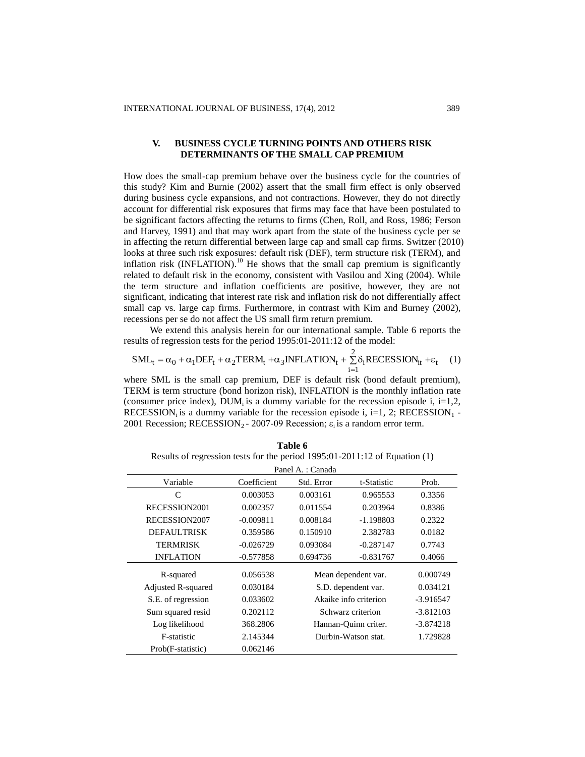## V. BUSINESS CYCLE TURNING POINTS AND OTHERS RISK DETERMINANTS OF THE SMALL CAP PREMIUM

How does the small-cap premium behave over the business cycle for the countries of this study? Kim and Burnie (2002) assert that the small firm effect is only observed during business cycle expansions, and not contractions. However, they do not directly account for differential risk exposures that firms may face that have been postulated to be significant factors affecting the returns to firms (Chen, Roll, and Ross, 1986; Ferson and Harvey, 1991) and that may work apart from the state of the business cycle per se in affecting the return differential between large cap and small cap firms. Switzer (2010) looks at three such risk exposures: default risk (DEF), term structure risk (TERM), and inflation risk (INFLATION).[10] He shows that the small cap premium is significantly related to default risk in the economy, consistent with Vasilou and Xing (2004). While the term structure and inflation coefficients are positive, however, they are not significant, indicating that interest rate risk and inflation risk do not differentially affect small cap vs. large cap firms. Furthermore, in contrast with Kim and Burney (2002), recessions per se do not affect the US small firm return premium.

We extend this analysis herein for our international sample. Table 6 reports the results of regression tests for the period 1995:01-2011:12 of the model:

$$SML_t = \alpha_0 + \alpha_1 DEF_t + \alpha_2 TERM_t + \alpha_3 INFLATION_t + \sum_{i=1}^{2} \delta_i RECESSION_{it} + \varepsilon_t \quad (1)$$

where SML is the small cap premium, DEF is default risk (bond default premium), TERM is term structure (bond horizon risk), INFLATION is the monthly inflation rate (consumer price index), $DUM_i$ is a dummy variable for the recession episode i, i=1,2, $RECESSION_i$ is a dummy variable for the recession episode i, i=1, 2; $RECESSION_1$ - 2001 Recession; $RECESSION_2$ - 2007-09 Recession; $\varepsilon_i$ is a random error term.

**Table 6**

Results of regression tests for the period 1995:01-2011:12 of Equation (1)

Panel A. : Canada

| Variable | Coefficient | Std. Error | t-Statistic | Prob. |
|---|---|---|---|---|
| C | 0.003053 | 0.003161 | 0.965553 | 0.3356 |
| RECESSION2001 | 0.002357 | 0.011554 | 0.203964 | 0.8386 |
| RECESSION2007 | -0.009811 | 0.008184 | -1.198803 | 0.2322 |
| DEFAULTRISK | 0.359586 | 0.150910 | 2.382783 | 0.0182 |
| TERMRISK | -0.026729 | 0.093084 | -0.287147 | 0.7743 |
| INFLATION | -0.577858 | 0.694736 | -0.831767 | 0.4066 |

| | | | |
|---|---|---|---|
| R-squared | 0.056538 | Mean dependent var. | 0.000749 |
| Adjusted R-squared | 0.030184 | S.D. dependent var. | 0.034121 |
| S.E. of regression | 0.033602 | Akaike info criterion | -3.916547 |
| Sum squared resid | 0.202112 | Schwarz criterion | -3.812103 |
| Log likelihood | 368.2806 | Hannan-Quinn criter. | -3.874218 |
| F-statistic | 2.145344 | Durbin-Watson stat. | 1.729828 |
| Prob(F-statistic) | 0.062146 | | |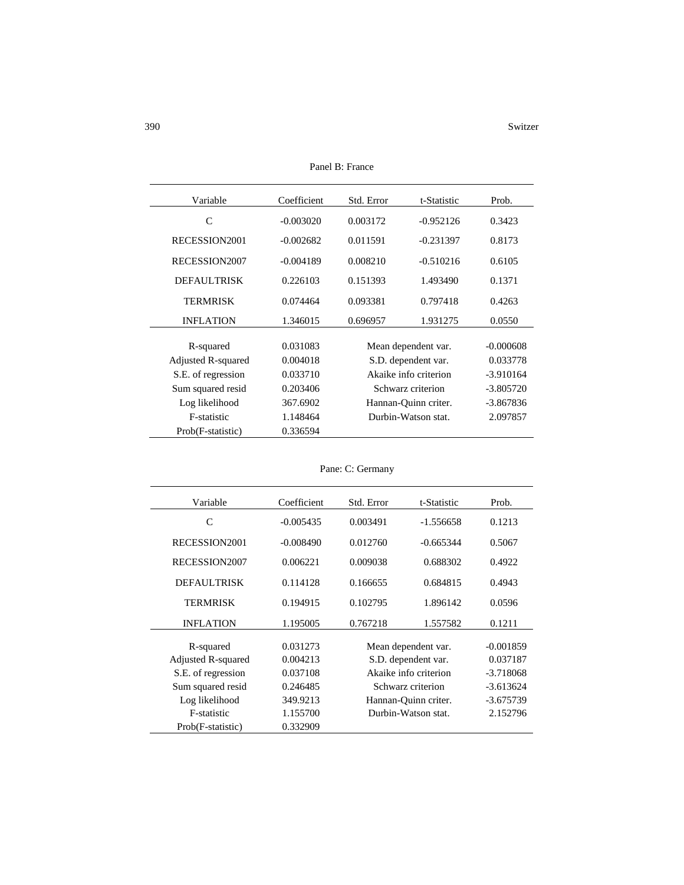Panel B: France

| Variable | Coefficient | Std. Error | t-Statistic | Prob. |
|---|---|---|---|---|
| C | -0.003020 | 0.003172 | -0.952126 | 0.3423 |
| RECESSION2001 | -0.002682 | 0.011591 | -0.231397 | 0.8173 |
| RECESSION2007 | -0.004189 | 0.008210 | -0.510216 | 0.6105 |
| DEFAULTRISK | 0.226103 | 0.151393 | 1.493490 | 0.1371 |
| TERMRISK | 0.074464 | 0.093381 | 0.797418 | 0.4263 |
| INFLATION | 1.346015 | 0.696957 | 1.931275 | 0.0550 |
| R-squared | 0.031083 | Mean dependent var. | | -0.000608 |
| Adjusted R-squared | 0.004018 | S.D. dependent var. | | 0.033778 |
| S.E. of regression | 0.033710 | Akaike info criterion | | -3.910164 |
| Sum squared resid | 0.203406 | Schwarz criterion | | -3.805720 |
| Log likelihood | 367.6902 | Hannan-Quinn criter. | | -3.867836 |
| F-statistic | 1.148464 | Durbin-Watson stat. | | 2.097857 |
| Prob(F-statistic) | 0.336594 | | | |

Pane: C: Germany

| Variable | Coefficient | Std. Error | t-Statistic | Prob. |
|---|---|---|---|---|
| C | -0.005435 | 0.003491 | -1.556658 | 0.1213 |
| RECESSION2001 | -0.008490 | 0.012760 | -0.665344 | 0.5067 |
| RECESSION2007 | 0.006221 | 0.009038 | 0.688302 | 0.4922 |
| DEFAULTRISK | 0.114128 | 0.166655 | 0.684815 | 0.4943 |
| TERMRISK | 0.194915 | 0.102795 | 1.896142 | 0.0596 |
| INFLATION | 1.195005 | 0.767218 | 1.557582 | 0.1211 |
| R-squared | 0.031273 | Mean dependent var. | | -0.001859 |
| Adjusted R-squared | 0.004213 | S.D. dependent var. | | 0.037187 |
| S.E. of regression | 0.037108 | Akaike info criterion | | -3.718068 |
| Sum squared resid | 0.246485 | Schwarz criterion | | -3.613624 |
| Log likelihood | 349.9213 | Hannan-Quinn criter. | | -3.675739 |
| F-statistic | 1.155700 | Durbin-Watson stat. | | 2.152796 |
| Prob(F-statistic) | 0.332909 | | | |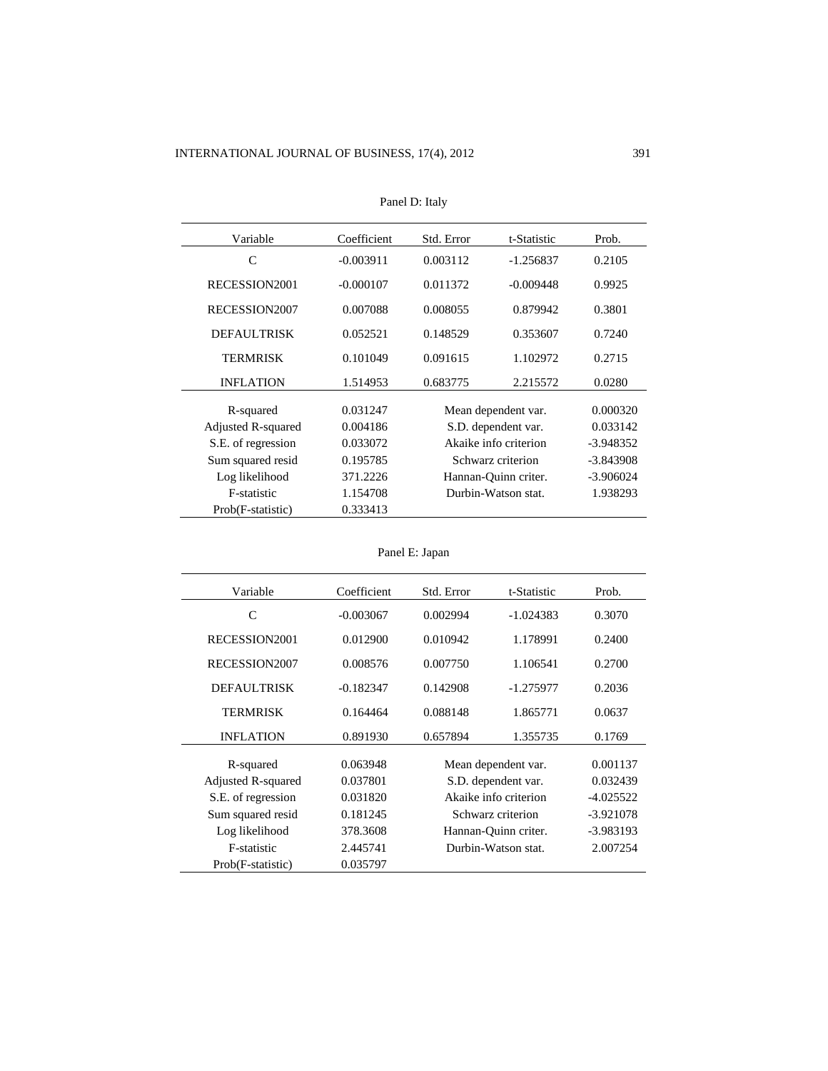Panel D: Italy

| Variable | Coefficient | Std. Error | t-Statistic | Prob. |
|---|---|---|---|---|
| C | -0.003911 | 0.003112 | -1.256837 | 0.2105 |
| RECESSION2001 | -0.000107 | 0.011372 | -0.009448 | 0.9925 |
| RECESSION2007 | 0.007088 | 0.008055 | 0.879942 | 0.3801 |
| DEFAULTRISK | 0.052521 | 0.148529 | 0.353607 | 0.7240 |
| TERMRISK | 0.101049 | 0.091615 | 1.102972 | 0.2715 |
| INFLATION | 1.514953 | 0.683775 | 2.215572 | 0.0280 |

| | | | |
|---|---|---|---|
| R-squared | 0.031247 | Mean dependent var. | 0.000320 |
| Adjusted R-squared | 0.004186 | S.D. dependent var. | 0.033142 |
| S.E. of regression | 0.033072 | Akaike info criterion | -3.948352 |
| Sum squared resid | 0.195785 | Schwarz criterion | -3.843908 |
| Log likelihood | 371.2226 | Hannan-Quinn criter. | -3.906024 |
| F-statistic | 1.154708 | Durbin-Watson stat. | 1.938293 |
| Prob(F-statistic) | 0.333413 | | |

Panel E: Japan

| Variable | Coefficient | Std. Error | t-Statistic | Prob. |
|---|---|---|---|---|
| C | -0.003067 | 0.002994 | -1.024383 | 0.3070 |
| RECESSION2001 | 0.012900 | 0.010942 | 1.178991 | 0.2400 |
| RECESSION2007 | 0.008576 | 0.007750 | 1.106541 | 0.2700 |
| DEFAULTRISK | -0.182347 | 0.142908 | -1.275977 | 0.2036 |
| TERMRISK | 0.164464 | 0.088148 | 1.865771 | 0.0637 |
| INFLATION | 0.891930 | 0.657894 | 1.355735 | 0.1769 |

| | | | |
|---|---|---|---|
| R-squared | 0.063948 | Mean dependent var. | 0.001137 |
| Adjusted R-squared | 0.037801 | S.D. dependent var. | 0.032439 |
| S.E. of regression | 0.031820 | Akaike info criterion | -4.025522 |
| Sum squared resid | 0.181245 | Schwarz criterion | -3.921078 |
| Log likelihood | 378.3608 | Hannan-Quinn criter. | -3.983193 |
| F-statistic | 2.445741 | Durbin-Watson stat. | 2.007254 |
| Prob(F-statistic) | 0.035797 | | |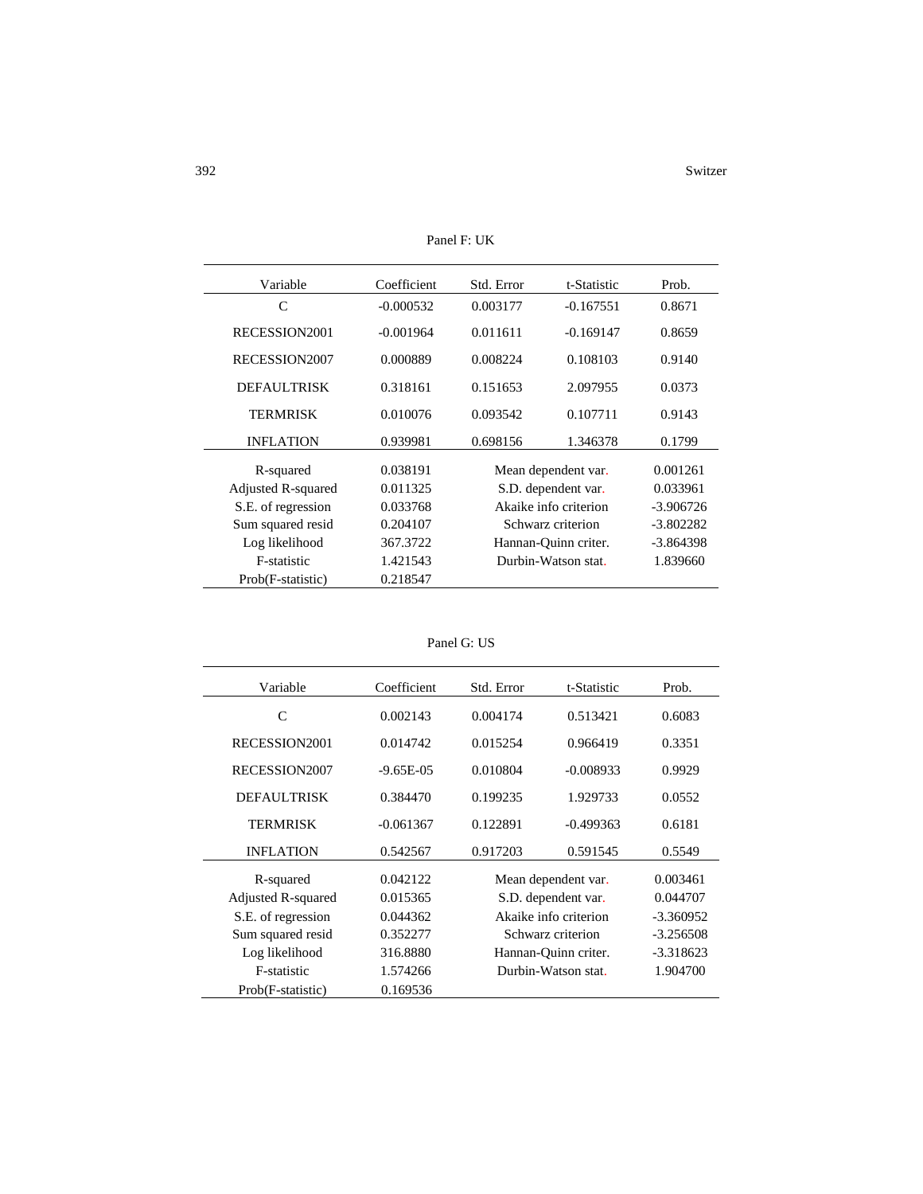Panel F: UK

| Variable | Coefficient | Std. Error | t-Statistic | Prob. |
|---|---|---|---|---|
| C | -0.000532 | 0.003177 | -0.167551 | 0.8671 |
| RECESSION2001 | -0.001964 | 0.011611 | -0.169147 | 0.8659 |
| RECESSION2007 | 0.000889 | 0.008224 | 0.108103 | 0.9140 |
| DEFAULTRISK | 0.318161 | 0.151653 | 2.097955 | 0.0373 |
| TERMRISK | 0.010076 | 0.093542 | 0.107711 | 0.9143 |
| INFLATION | 0.939981 | 0.698156 | 1.346378 | 0.1799 |

| | | | |
|---|---|---|---|
| R-squared | 0.038191 | Mean dependent var. | 0.001261 |
| Adjusted R-squared | 0.011325 | S.D. dependent var. | 0.033961 |
| S.E. of regression | 0.033768 | Akaike info criterion | -3.906726 |
| Sum squared resid | 0.204107 | Schwarz criterion | -3.802282 |
| Log likelihood | 367.3722 | Hannan-Quinn criter. | -3.864398 |
| F-statistic | 1.421543 | Durbin-Watson stat. | 1.839660 |
| Prob(F-statistic) | 0.218547 | | |

Panel G: US

| Variable | Coefficient | Std. Error | t-Statistic | Prob. |
|---|---|---|---|---|
| C | 0.002143 | 0.004174 | 0.513421 | 0.6083 |
| RECESSION2001 | 0.014742 | 0.015254 | 0.966419 | 0.3351 |
| RECESSION2007 | -9.65E-05 | 0.010804 | -0.008933 | 0.9929 |
| DEFAULTRISK | 0.384470 | 0.199235 | 1.929733 | 0.0552 |
| TERMRISK | -0.061367 | 0.122891 | -0.499363 | 0.6181 |
| INFLATION | 0.542567 | 0.917203 | 0.591545 | 0.5549 |

| | | | |
|---|---|---|---|
| R-squared | 0.042122 | Mean dependent var. | 0.003461 |
| Adjusted R-squared | 0.015365 | S.D. dependent var. | 0.044707 |
| S.E. of regression | 0.044362 | Akaike info criterion | -3.360952 |
| Sum squared resid | 0.352277 | Schwarz criterion | -3.256508 |
| Log likelihood | 316.8880 | Hannan-Quinn criter. | -3.318623 |
| F-statistic | 1.574266 | Durbin-Watson stat. | 1.904700 |
| Prob(F-statistic) | 0.169536 | | |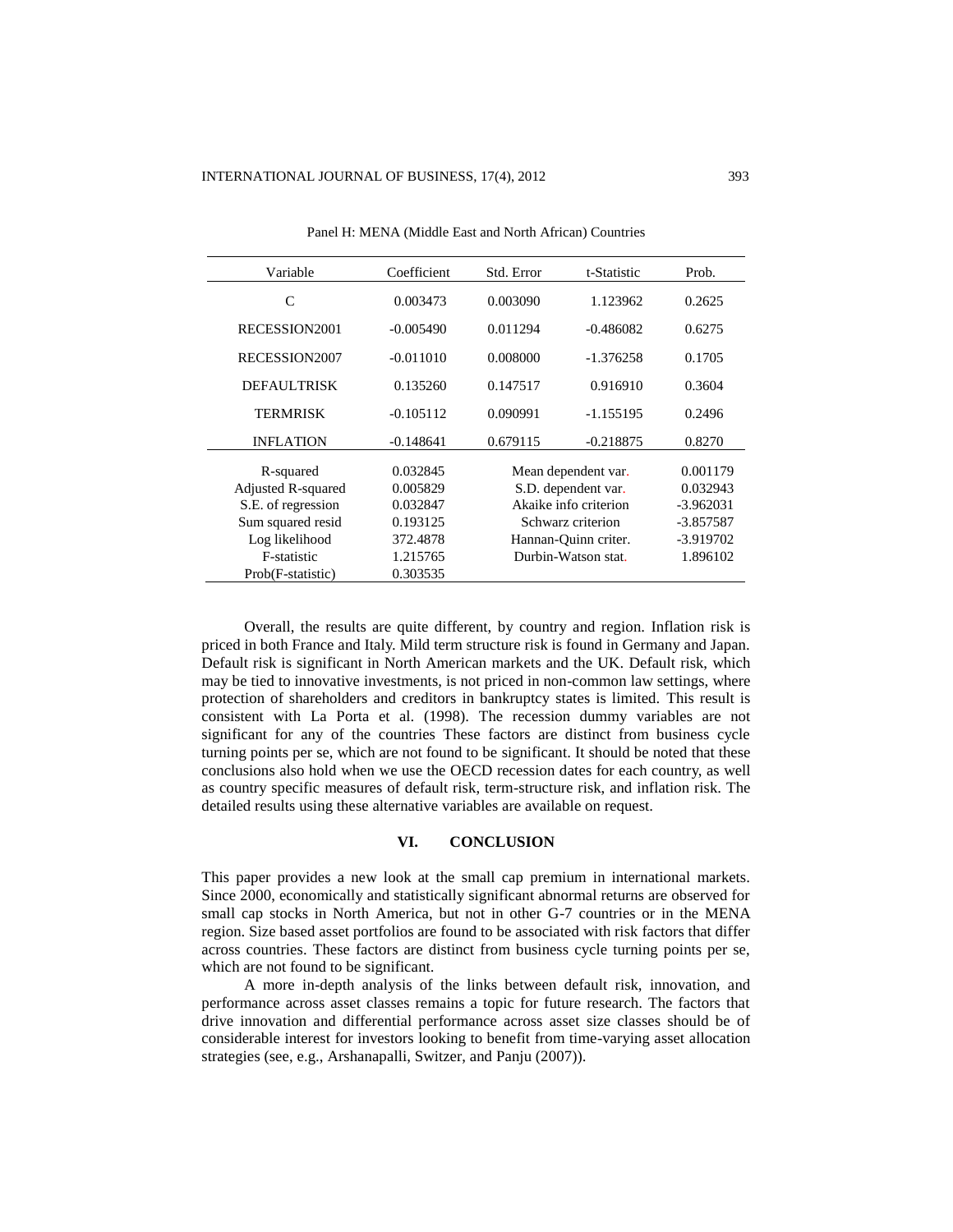Panel H: MENA (Middle East and North African) Countries

| Variable | Coefficient | Std. Error | t-Statistic | Prob. |
|---|---|---|---|---|
| C | 0.003473 | 0.003090 | 1.123962 | 0.2625 |
| RECESSION2001 | -0.005490 | 0.011294 | -0.486082 | 0.6275 |
| RECESSION2007 | -0.011010 | 0.008000 | -1.376258 | 0.1705 |
| DEFAULTRISK | 0.135260 | 0.147517 | 0.916910 | 0.3604 |
| TERMRISK | -0.105112 | 0.090991 | -1.155195 | 0.2496 |
| INFLATION | -0.148641 | 0.679115 | -0.218875 | 0.8270 |
| R-squared | 0.032845 | Mean dependent var. | | 0.001179 |
| Adjusted R-squared | 0.005829 | S.D. dependent var. | | 0.032943 |
| S.E. of regression | 0.032847 | Akaike info criterion | | -3.962031 |
| Sum squared resid | 0.193125 | Schwarz criterion | | -3.857587 |
| Log likelihood | 372.4878 | Hannan-Quinn criter. | | -3.919702 |
| F-statistic | 1.215765 | Durbin-Watson stat. | | 1.896102 |
| Prob(F-statistic) | 0.303535 | | | |

Overall, the results are quite different, by country and region. Inflation risk is priced in both France and Italy. Mild term structure risk is found in Germany and Japan. Default risk is significant in North American markets and the UK. Default risk, which may be tied to innovative investments, is not priced in non-common law settings, where protection of shareholders and creditors in bankruptcy states is limited. This result is consistent with La Porta et al. (1998). The recession dummy variables are not significant for any of the countries These factors are distinct from business cycle turning points per se, which are not found to be significant. It should be noted that these conclusions also hold when we use the OECD recession dates for each country, as well as country specific measures of default risk, term-structure risk, and inflation risk. The detailed results using these alternative variables are available on request.

## VI. CONCLUSION

This paper provides a new look at the small cap premium in international markets. Since 2000, economically and statistically significant abnormal returns are observed for small cap stocks in North America, but not in other G-7 countries or in the MENA region. Size based asset portfolios are found to be associated with risk factors that differ across countries. These factors are distinct from business cycle turning points per se, which are not found to be significant.

A more in-depth analysis of the links between default risk, innovation, and performance across asset classes remains a topic for future research. The factors that drive innovation and differential performance across asset size classes should be of considerable interest for investors looking to benefit from time-varying asset allocation strategies (see, e.g., Arshanapalli, Switzer, and Panju (2007)).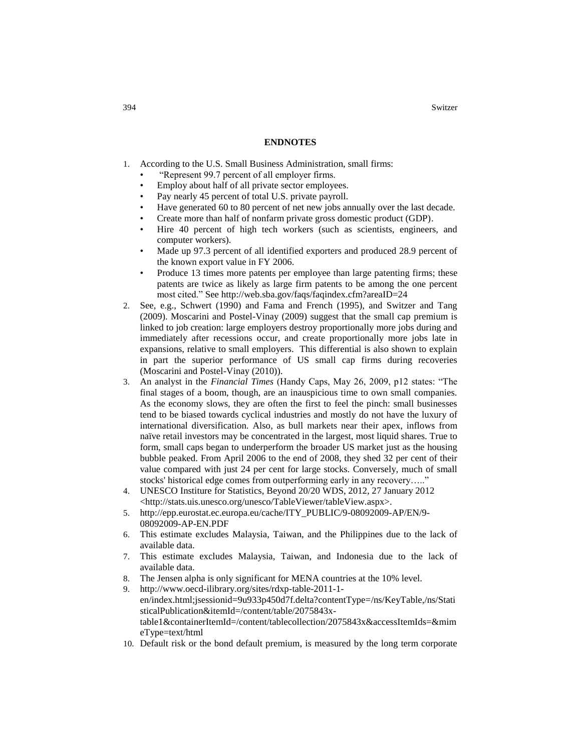## ENDNOTES

1. According to the U.S. Small Business Administration, small firms:
   - "Represent 99.7 percent of all employer firms.
   - Employ about half of all private sector employees.
   - Pay nearly 45 percent of total U.S. private payroll.
   - Have generated 60 to 80 percent of net new jobs annually over the last decade.
   - Create more than half of nonfarm private gross domestic product (GDP).
   - Hire 40 percent of high tech workers (such as scientists, engineers, and computer workers).
   - Made up 97.3 percent of all identified exporters and produced 28.9 percent of the known export value in FY 2006.
   - Produce 13 times more patents per employee than large patenting firms; these patents are twice as likely as large firm patents to be among the one percent most cited." See http://web.sba.gov/faqs/faqindex.cfm?areaID=24
2. See, e.g., Schwert (1990) and Fama and French (1995), and Switzer and Tang (2009). Moscarini and Postel-Vinay (2009) suggest that the small cap premium is linked to job creation: large employers destroy proportionally more jobs during and immediately after recessions occur, and create proportionally more jobs late in expansions, relative to small employers. This differential is also shown to explain in part the superior performance of US small cap firms during recoveries (Moscarini and Postel-Vinay (2010)).
3. An analyst in the *Financial Times* (Handy Caps, May 26, 2009, p12 states: "The final stages of a boom, though, are an inauspicious time to own small companies. As the economy slows, they are often the first to feel the pinch: small businesses tend to be biased towards cyclical industries and mostly do not have the luxury of international diversification. Also, as bull markets near their apex, inflows from naïve retail investors may be concentrated in the largest, most liquid shares. True to form, small caps began to underperform the broader US market just as the housing bubble peaked. From April 2006 to the end of 2008, they shed 32 per cent of their value compared with just 24 per cent for large stocks. Conversely, much of small stocks' historical edge comes from outperforming early in any recovery….."
4. UNESCO Institure for Statistics, Beyond 20/20 WDS, 2012, 27 January 2012 <http://stats.uis.unesco.org/unesco/TableViewer/tableView.aspx>.
5. http://epp.eurostat.ec.europa.eu/cache/ITY_PUBLIC/9-08092009-AP/EN/9-08092009-AP-EN.PDF
6. This estimate excludes Malaysia, Taiwan, and the Philippines due to the lack of available data.
7. This estimate excludes Malaysia, Taiwan, and Indonesia due to the lack of available data.
8. The Jensen alpha is only significant for MENA countries at the 10% level.
9. http://www.oecd-ilibrary.org/sites/rdxp-table-2011-1-en/index.html;jsessionid=9u933p450d7f.delta?contentType=/ns/KeyTable,/ns/StatisticalPublication&itemId=/content/table/2075843x-table1&containerItemId=/content/tablecollection/2075843x&accessItemIds=&mimeType=text/html
10. Default risk or the bond default premium, is measured by the long term corporate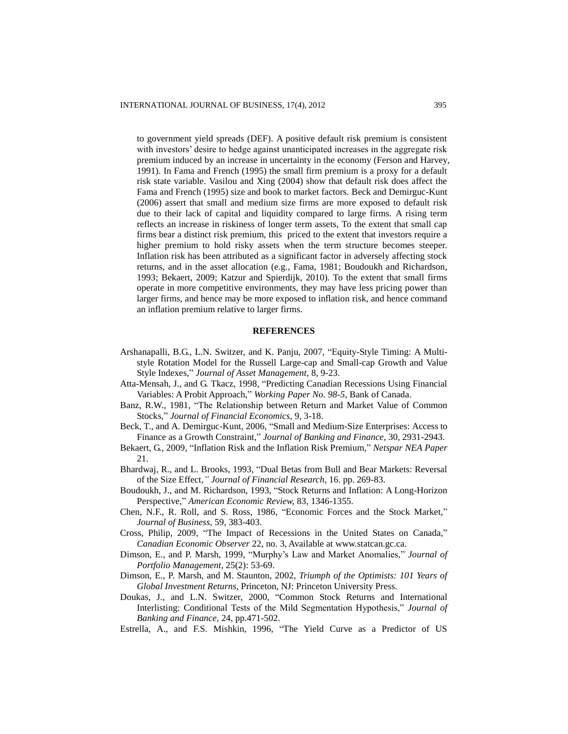to government yield spreads (DEF). A positive default risk premium is consistent with investors' desire to hedge against unanticipated increases in the aggregate risk premium induced by an increase in uncertainty in the economy (Ferson and Harvey, 1991). In Fama and French (1995) the small firm premium is a proxy for a default risk state variable. Vasilou and Xing (2004) show that default risk does affect the Fama and French (1995) size and book to market factors. Beck and Demirguc-Kunt (2006) assert that small and medium size firms are more exposed to default risk due to their lack of capital and liquidity compared to large firms. A rising term reflects an increase in riskiness of longer term assets, To the extent that small cap firms bear a distinct risk premium, this priced to the extent that investors require a higher premium to hold risky assets when the term structure becomes steeper. Inflation risk has been attributed as a significant factor in adversely affecting stock returns, and in the asset allocation (e.g., Fama, 1981; Boudoukh and Richardson, 1993; Bekaert, 2009; Katzur and Spierdijk, 2010). To the extent that small firms operate in more competitive environments, they may have less pricing power than larger firms, and hence may be more exposed to inflation risk, and hence command an inflation premium relative to larger firms.

## REFERENCES

Arshanapalli, B.G., L.N. Switzer, and K. Panju, 2007, "Equity-Style Timing: A Multi-style Rotation Model for the Russell Large-cap and Small-cap Growth and Value Style Indexes," *Journal of Asset Management*, 8, 9-23.

Atta-Mensah, J., and G. Tkacz, 1998, "Predicting Canadian Recessions Using Financial Variables: A Probit Approach," *Working Paper No. 98-5*, Bank of Canada.

Banz, R.W., 1981, "The Relationship between Return and Market Value of Common Stocks," *Journal of Financial Economics*, 9, 3-18.

Beck, T., and A. Demirguc-Kunt, 2006, "Small and Medium-Size Enterprises: Access to Finance as a Growth Constraint," *Journal of Banking and Finance*, 30, 2931-2943.

Bekaert, G., 2009, "Inflation Risk and the Inflation Risk Premium," *Netspar NEA Paper* 21.

Bhardwaj, R., and L. Brooks, 1993, "Dual Betas from Bull and Bear Markets: Reversal of the Size Effect*," Journal of Financial Research*, 16. pp. 269-83.

Boudoukh, J., and M. Richardson, 1993, "Stock Returns and Inflation: A Long-Horizon Perspective," *American Economic Review,* 83, 1346-1355.

Chen, N.F., R. Roll, and S. Ross, 1986, "Economic Forces and the Stock Market," *Journal of Business*, 59, 383-403.

Cross, Philip, 2009, "The Impact of Recessions in the United States on Canada," *Canadian Economic Observer* 22, no. 3, Available at www.statcan.gc.ca.

Dimson, E., and P. Marsh, 1999, "Murphy's Law and Market Anomalies," *Journal of Portfolio Management*, 25(2): 53-69.

Dimson, E., P. Marsh, and M. Staunton, 2002, *Triumph of the Optimists: 101 Years of Global Investment Returns*, Princeton, NJ: Princeton University Press.

Doukas, J., and L.N. Switzer, 2000, "Common Stock Returns and International Interlisting: Conditional Tests of the Mild Segmentation Hypothesis," *Journal of Banking and Finance,* 24, pp.471-502.

Estrella, A., and F.S. Mishkin, 1996, "The Yield Curve as a Predictor of US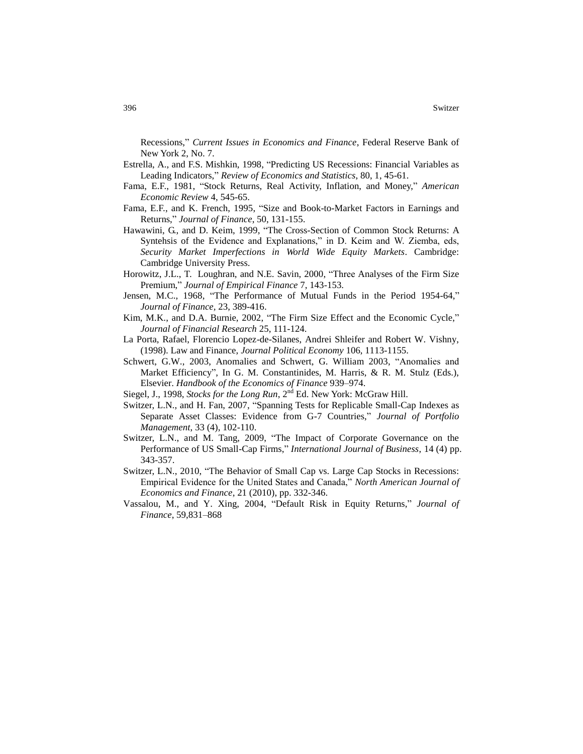Recessions," *Current Issues in Economics and Finance*, Federal Reserve Bank of New York 2, No. 7.

Estrella, A., and F.S. Mishkin, 1998, "Predicting US Recessions: Financial Variables as Leading Indicators," *Review of Economics and Statistics*, 80, 1, 45-61.

Fama, E.F., 1981, "Stock Returns, Real Activity, Inflation, and Money," *American Economic Review* 4, 545-65.

Fama, E.F., and K. French, 1995, "Size and Book-to-Market Factors in Earnings and Returns," *Journal of Finance*, 50, 131-155.

Hawawini, G., and D. Keim, 1999, "The Cross-Section of Common Stock Returns: A Syntehsis of the Evidence and Explanations," in D. Keim and W. Ziemba, eds, *Security Market Imperfections in World Wide Equity Markets*. Cambridge: Cambridge University Press.

Horowitz, J.L., T. Loughran, and N.E. Savin, 2000, "Three Analyses of the Firm Size Premium," *Journal of Empirical Finance* 7, 143-153.

Jensen, M.C., 1968, "The Performance of Mutual Funds in the Period 1954-64," *Journal of Finance*, 23, 389-416.

Kim, M.K., and D.A. Burnie, 2002, "The Firm Size Effect and the Economic Cycle," *Journal of Financial Research* 25, 111-124.

La Porta, Rafael, Florencio Lopez-de-Silanes, Andrei Shleifer and Robert W. Vishny, (1998). Law and Finance, *Journal Political Economy* 106, 1113-1155.

Schwert, G.W., 2003, Anomalies and Schwert, G. William 2003, "Anomalies and Market Efficiency", In G. M. Constantinides, M. Harris, & R. M. Stulz (Eds.), Elsevier. *Handbook of the Economics of Finance* 939–974.

Siegel, J., 1998, *Stocks for the Long Run*, 2nd Ed. New York: McGraw Hill.

Switzer, L.N., and H. Fan, 2007, "Spanning Tests for Replicable Small-Cap Indexes as Separate Asset Classes: Evidence from G-7 Countries," *Journal of Portfolio Management*, 33 (4), 102-110.

Switzer, L.N., and M. Tang, 2009, "The Impact of Corporate Governance on the Performance of US Small-Cap Firms," *International Journal of Business*, 14 (4) pp. 343-357.

Switzer, L.N., 2010, "The Behavior of Small Cap vs. Large Cap Stocks in Recessions: Empirical Evidence for the United States and Canada," *North American Journal of Economics and Finance*, 21 (2010), pp. 332-346.

Vassalou, M., and Y. Xing, 2004, "Default Risk in Equity Returns," *Journal of Finance*, 59,831–868